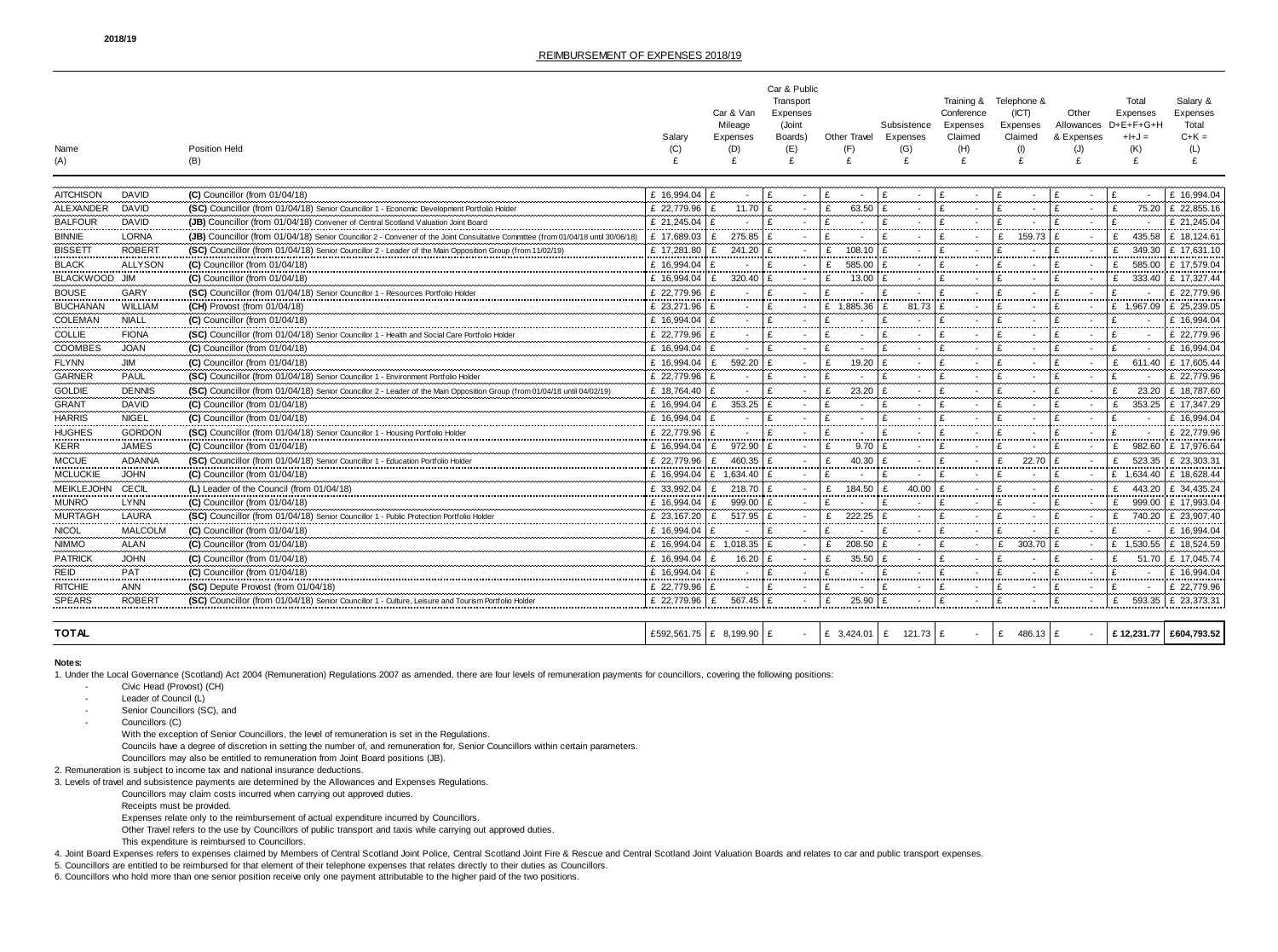2018/19

## REIMBURSEMENT OF EXPENSES 2018/19

| Name (A) | | Position Held (B) | Salary (C) £ | Car & Van Mileage Expenses (D) £ | Car & Public Transport Expenses (Joint Boards) (E) £ | Other Travel (F) £ | Subsistence Expenses (G) £ | Training & Conference Expenses Claimed (H) £ | Telephone & (ICT) Expenses Claimed (I) £ | Other Allowances & Expenses (J) £ | Total Expenses D+E+F+G+H +I+J = (K) £ | Salary & Expenses Total C+K = (L) £ |
|---|---|---|---|---|---|---|---|---|---|---|---|---|
| AITCHISON | DAVID | (C) Councillor (from 01/04/18) | £ 16,994.04 | £ - | £ - | £ - | £ - | £ - | £ - | £ - | £ - | £ 16,994.04 |
| ALEXANDER | DAVID | (SC) Councillor (from 01/04/18) Senior Councillor 1 - Economic Development Portfolio Holder | £ 22,779.96 | £ 11.70 | £ - | £ 63.50 | £ - | £ - | £ - | £ - | £ 75.20 | £ 22,855.16 |
| BALFOUR | DAVID | (JB) Councillor (from 01/04/18) Convener of Central Scotland Valuation Joint Board | £ 21,245.04 | £ - | £ - | £ - | £ - | £ - | £ - | £ - | £ - | £ 21,245.04 |
| BINNIE | LORNA | (JB) Councillor (from 01/04/18) Senior Councillor 2 - Convener of the Joint Consultative Committee (from 01/04/18 until 30/06/18) | £ 17,689.03 | £ 275.85 | £ - | £ - | £ - | £ - | £ 159.73 | £ - | £ 435.58 | £ 18,124.61 |
| BISSETT | ROBERT | (SC) Councillor (from 01/04/18) Senior Councillor 2 - Leader of the Main Opposition Group (from 11/02/19) | £ 17,281.80 | £ 241.20 | £ - | £ 108.10 | £ - | £ - | £ - | £ - | £ 349.30 | £ 17,631.10 |
| BLACK | ALLYSON | (C) Councillor (from 01/04/18) | £ 16,994.04 | £ - | £ - | £ 585.00 | £ - | £ - | £ - | £ - | £ 585.00 | £ 17,579.04 |
| BLACKWOOD | JIM | (C) Councillor (from 01/04/18) | £ 16,994.04 | £ 320.40 | £ - | £ 13.00 | £ - | £ - | £ - | £ - | £ 333.40 | £ 17,327.44 |
| BOUSE | GARY | (SC) Councillor (from 01/04/18) Senior Councillor 1 - Resources Portfolio Holder | £ 22,779.96 | £ - | £ - | £ - | £ - | £ - | £ - | £ - | £ - | £ 22,779.96 |
| BUCHANAN | WILLIAM | (CH) Provost (from 01/04/18) | £ 23,271.96 | £ - | £ - | £ 1,885.36 | £ 81.73 | £ - | £ - | £ - | £ 1,967.09 | £ 25,239.05 |
| COLEMAN | NIALL | (C) Councillor (from 01/04/18) | £ 16,994.04 | £ - | £ - | £ - | £ - | £ - | £ - | £ - | £ - | £ 16,994.04 |
| COLLIE | FIONA | (SC) Councillor (from 01/04/18) Senior Councillor 1 - Health and Social Care Portfolio Holder | £ 22,779.96 | £ - | £ - | £ - | £ - | £ - | £ - | £ - | £ - | £ 22,779.96 |
| COOMBES | JOAN | (C) Councillor (from 01/04/18) | £ 16,994.04 | £ - | £ - | £ - | £ - | £ - | £ - | £ - | £ - | £ 16,994.04 |
| FLYNN | JIM | (C) Councillor (from 01/04/18) | £ 16,994.04 | £ 592.20 | £ - | £ 19.20 | £ - | £ - | £ - | £ - | £ 611.40 | £ 17,605.44 |
| GARNER | PAUL | (SC) Councillor (from 01/04/18) Senior Councillor 1 - Environment Portfolio Holder | £ 22,779.96 | £ - | £ - | £ - | £ - | £ - | £ - | £ - | £ - | £ 22,779.96 |
| GOLDIE | DENNIS | (SC) Councillor (from 01/04/18) Senior Councillor 2 - Leader of the Main Opposition Group (from 01/04/18 until 04/02/19) | £ 18,764.40 | £ - | £ - | £ 23.20 | £ - | £ - | £ - | £ - | £ 23.20 | £ 18,787.60 |
| GRANT | DAVID | (C) Councillor (from 01/04/18) | £ 16,994.04 | £ 353.25 | £ - | £ - | £ - | £ - | £ - | £ - | £ 353.25 | £ 17,347.29 |
| HARRIS | NIGEL | (C) Councillor (from 01/04/18) | £ 16,994.04 | £ - | £ - | £ - | £ - | £ - | £ - | £ - | £ - | £ 16,994.04 |
| HUGHES | GORDON | (SC) Councillor (from 01/04/18) Senior Councillor 1 - Housing Portfolio Holder | £ 22,779.96 | £ - | £ - | £ - | £ - | £ - | £ - | £ - | £ - | £ 22,779.96 |
| KERR | JAMES | (C) Councillor (from 01/04/18) | £ 16,994.04 | £ 972.90 | £ - | £ 9.70 | £ - | £ - | £ - | £ - | £ 982.60 | £ 17,976.64 |
| MCCUE | ADANNA | (SC) Councillor (from 01/04/18) Senior Councillor 1 - Education Portfolio Holder | £ 22,779.96 | £ 460.35 | £ - | £ 40.30 | £ - | £ - | £ 22.70 | £ - | £ 523.35 | £ 23,303.31 |
| MCLUCKIE | JOHN | (C) Councillor (from 01/04/18) | £ 16,994.04 | £ 1,634.40 | £ - | £ - | £ - | £ - | £ - | £ - | £ 1,634.40 | £ 18,628.44 |
| MEIKLEJOHN | CECIL | (L) Leader of the Council (from 01/04/18) | £ 33,992.04 | £ 218.70 | £ - | £ 184.50 | £ 40.00 | £ - | £ - | £ - | £ 443.20 | £ 34,435.24 |
| MUNRO | LYNN | (C) Councillor (from 01/04/18) | £ 16,994.04 | £ 999.00 | £ - | £ - | £ - | £ - | £ - | £ - | £ 999.00 | £ 17,993.04 |
| MURTAGH | LAURA | (SC) Councillor (from 01/04/18) Senior Councillor 1 - Public Protection Portfolio Holder | £ 23,167.20 | £ 517.95 | £ - | £ 222.25 | £ - | £ - | £ - | £ - | £ 740.20 | £ 23,907.40 |
| NICOL | MALCOLM | (C) Councillor (from 01/04/18) | £ 16,994.04 | £ - | £ - | £ - | £ - | £ - | £ - | £ - | £ - | £ 16,994.04 |
| NIMMO | ALAN | (C) Councillor (from 01/04/18) | £ 16,994.04 | £ 1,018.35 | £ - | £ 208.50 | £ - | £ - | £ 303.70 | £ - | £ 1,530.55 | £ 18,524.59 |
| PATRICK | JOHN | (C) Councillor (from 01/04/18) | £ 16,994.04 | £ 16.20 | £ - | £ 35.50 | £ - | £ - | £ - | £ - | £ 51.70 | £ 17,045.74 |
| REID | PAT | (C) Councillor (from 01/04/18) | £ 16,994.04 | £ - | £ - | £ - | £ - | £ - | £ - | £ - | £ - | £ 16,994.04 |
| RITCHIE | ANN | (SC) Depute Provost (from 01/04/18) | £ 22,779.96 | £ - | £ - | £ - | £ - | £ - | £ - | £ - | £ - | £ 22,779.96 |
| SPEARS | ROBERT | (SC) Councillor (from 01/04/18) Senior Councillor 1 - Culture, Leisure and Tourism Portfolio Holder | £ 22,779.96 | £ 567.45 | £ - | £ 25.90 | £ - | £ - | £ - | £ - | £ 593.35 | £ 23,373.31 |
| **TOTAL** | | | £592,561.75 | £ 8,199.90 | £ - | £ 3,424.01 | £ 121.73 | £ - | £ 486.13 | £ - | **£ 12,231.77** | **£604,793.52** |

**Notes:**

1. Under the Local Governance (Scotland) Act 2004 (Remuneration) Regulations 2007 as amended, there are four levels of remuneration payments for councillors, covering the following positions:
   - Civic Head (Provost) (CH)
   - Leader of Council (L)
   - Senior Councillors (SC), and
   - Councillors (C)

   With the exception of Senior Councillors, the level of remuneration is set in the Regulations.
   Councils have a degree of discretion in setting the number of, and remuneration for, Senior Councillors within certain parameters.
   Councillors may also be entitled to remuneration from Joint Board positions (JB).
2. Remuneration is subject to income tax and national insurance deductions.
3. Levels of travel and subsistence payments are determined by the Allowances and Expenses Regulations.
   Councillors may claim costs incurred when carrying out approved duties.
   Receipts must be provided.
   Expenses relate only to the reimbursement of actual expenditure incurred by Councillors.
   Other Travel refers to the use by Councillors of public transport and taxis while carrying out approved duties.
   This expenditure is reimbursed to Councillors.
4. Joint Board Expenses refers to expenses claimed by Members of Central Scotland Joint Police, Central Scotland Joint Fire & Rescue and Central Scotland Joint Valuation Boards and relates to car and public transport expenses.
5. Councillors are entitled to be reimbursed for that element of their telephone expenses that relates directly to their duties as Councillors.
6. Councillors who hold more than one senior position receive only one payment attributable to the higher paid of the two positions.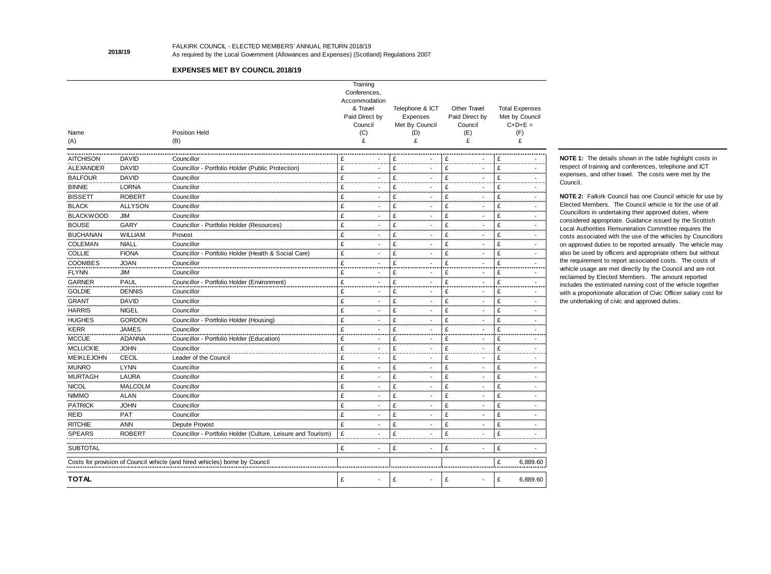**2018/19**

FALKIRK COUNCIL - ELECTED MEMBERS' ANNUAL RETURN 2018/19
As required by the Local Government (Allowances and Expenses) (Scotland) Regulations 2007

## EXPENSES MET BY COUNCIL 2018/19

| Name (A) | | Position Held (B) | Training Conferences, Accommodation & Travel Paid Direct by Council (C) £ | Telephone & ICT Expenses Met By Council (D) £ | Other Travel Paid Direct by Council (E) £ | Total Expenses Met by Council C+D+E = (F) £ |
|---|---|---|---|---|---|---|
| AITCHISON | DAVID | Councillor | £ - | £ - | £ - | £ - |
| ALEXANDER | DAVID | Councillor - Portfolio Holder (Public Protection) | £ - | £ - | £ - | £ - |
| BALFOUR | DAVID | Councillor | £ - | £ - | £ - | £ - |
| BINNIE | LORNA | Councillor | £ - | £ - | £ - | £ - |
| BISSETT | ROBERT | Councillor | £ - | £ - | £ - | £ - |
| BLACK | ALLYSON | Councillor | £ - | £ - | £ - | £ - |
| BLACKWOOD | JIM | Councillor | £ - | £ - | £ - | £ - |
| BOUSE | GARY | Councillor - Portfolio Holder (Resources) | £ - | £ - | £ - | £ - |
| BUCHANAN | WILLIAM | Provost | £ - | £ - | £ - | £ - |
| COLEMAN | NIALL | Councillor | £ - | £ - | £ - | £ - |
| COLLIE | FIONA | Councillor - Portfolio Holder (Health & Social Care) | £ - | £ - | £ - | £ - |
| COOMBES | JOAN | Councillor | £ - | £ - | £ - | £ - |
| FLYNN | JIM | Councillor | £ - | £ - | £ - | £ - |
| GARNER | PAUL | Councillor - Portfolio Holder (Environment) | £ - | £ - | £ - | £ - |
| GOLDIE | DENNIS | Councillor | £ - | £ - | £ - | £ - |
| GRANT | DAVID | Councillor | £ - | £ - | £ - | £ - |
| HARRIS | NIGEL | Councillor | £ - | £ - | £ - | £ - |
| HUGHES | GORDON | Councillor - Portfolio Holder (Housing) | £ - | £ - | £ - | £ - |
| KERR | JAMES | Councillor | £ - | £ - | £ - | £ - |
| MCCUE | ADANNA | Councillor - Portfolio Holder (Education) | £ - | £ - | £ - | £ - |
| MCLUCKIE | JOHN | Councillor | £ - | £ - | £ - | £ - |
| MEIKLEJOHN | CECIL | Leader of the Council | £ - | £ - | £ - | £ - |
| MUNRO | LYNN | Councillor | £ - | £ - | £ - | £ - |
| MURTAGH | LAURA | Councillor | £ - | £ - | £ - | £ - |
| NICOL | MALCOLM | Councillor | £ - | £ - | £ - | £ - |
| NIMMO | ALAN | Councillor | £ - | £ - | £ - | £ - |
| PATRICK | JOHN | Councillor | £ - | £ - | £ - | £ - |
| REID | PAT | Councillor | £ - | £ - | £ - | £ - |
| RITCHIE | ANN | Depute Provost | £ - | £ - | £ - | £ - |
| SPEARS | ROBERT | Councillor - Portfolio Holder (Culture, Leisure and Tourism) | £ - | £ - | £ - | £ - |
| SUBTOTAL | | | £ - | £ - | £ - | £ - |
| Costs for provision of Council vehicle (and hired vehicles) borne by Council | | | | | | £ 6,889.60 |
| **TOTAL** | | | £ - | £ - | £ - | £ 6,889.60 |

**NOTE 1:** The details shown in the table highlight costs in respect of training and conferences, telephone and ICT expenses, and other travel. The costs were met by the Council.

**NOTE 2:** Falkirk Council has one Council vehicle for use by Elected Members. The Council vehicle is for the use of all Councillors in undertaking their approved duties, where considered appropriate. Guidance issued by the Scottish Local Authorities Remuneration Committee requires the costs associated with the use of the vehicles by Councillors on approved duties to be reported annually. The vehicle may also be used by officers and appropriate others but without the requirement to report associated costs. The costs of vehicle usage are met directly by the Council and are not reclaimed by Elected Members. The amount reported includes the estimated running cost of the vehicle together with a proportionate allocation of Civic Officer salary cost for the undertaking of civic and approved duties.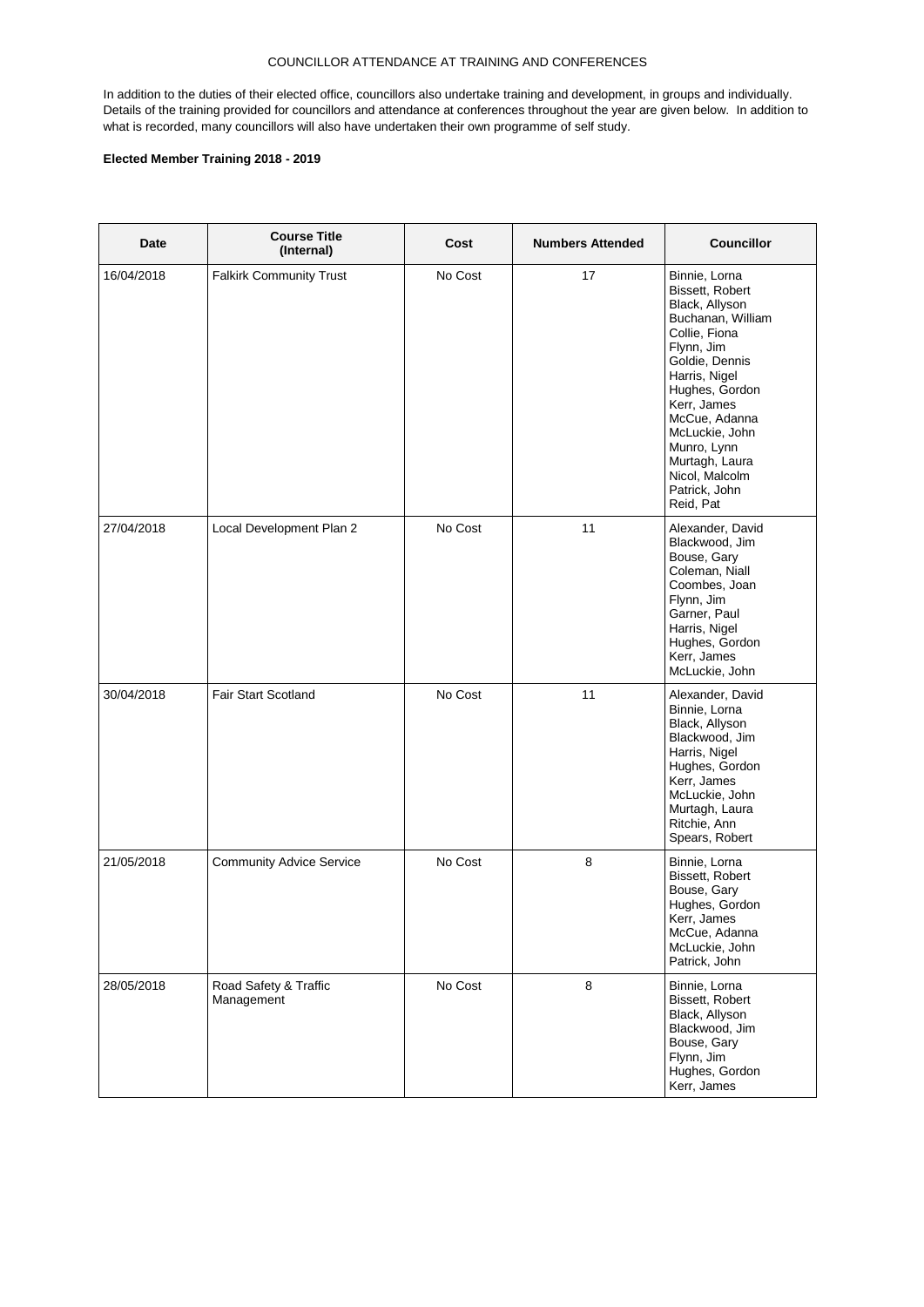COUNCILLOR ATTENDANCE AT TRAINING AND CONFERENCES

In addition to the duties of their elected office, councillors also undertake training and development, in groups and individually. Details of the training provided for councillors and attendance at conferences throughout the year are given below. In addition to what is recorded, many councillors will also have undertaken their own programme of self study.

**Elected Member Training 2018 - 2019**

| Date | Course Title (Internal) | Cost | Numbers Attended | Councillor |
|---|---|---|---|---|
| 16/04/2018 | Falkirk Community Trust | No Cost | 17 | Binnie, Lorna<br>Bissett, Robert<br>Black, Allyson<br>Buchanan, William<br>Collie, Fiona<br>Flynn, Jim<br>Goldie, Dennis<br>Harris, Nigel<br>Hughes, Gordon<br>Kerr, James<br>McCue, Adanna<br>McLuckie, John<br>Munro, Lynn<br>Murtagh, Laura<br>Nicol, Malcolm<br>Patrick, John<br>Reid, Pat |
| 27/04/2018 | Local Development Plan 2 | No Cost | 11 | Alexander, David<br>Blackwood, Jim<br>Bouse, Gary<br>Coleman, Niall<br>Coombes, Joan<br>Flynn, Jim<br>Garner, Paul<br>Harris, Nigel<br>Hughes, Gordon<br>Kerr, James<br>McLuckie, John |
| 30/04/2018 | Fair Start Scotland | No Cost | 11 | Alexander, David<br>Binnie, Lorna<br>Black, Allyson<br>Blackwood, Jim<br>Harris, Nigel<br>Hughes, Gordon<br>Kerr, James<br>McLuckie, John<br>Murtagh, Laura<br>Ritchie, Ann<br>Spears, Robert |
| 21/05/2018 | Community Advice Service | No Cost | 8 | Binnie, Lorna<br>Bissett, Robert<br>Bouse, Gary<br>Hughes, Gordon<br>Kerr, James<br>McCue, Adanna<br>McLuckie, John<br>Patrick, John |
| 28/05/2018 | Road Safety & Traffic Management | No Cost | 8 | Binnie, Lorna<br>Bissett, Robert<br>Black, Allyson<br>Blackwood, Jim<br>Bouse, Gary<br>Flynn, Jim<br>Hughes, Gordon<br>Kerr, James |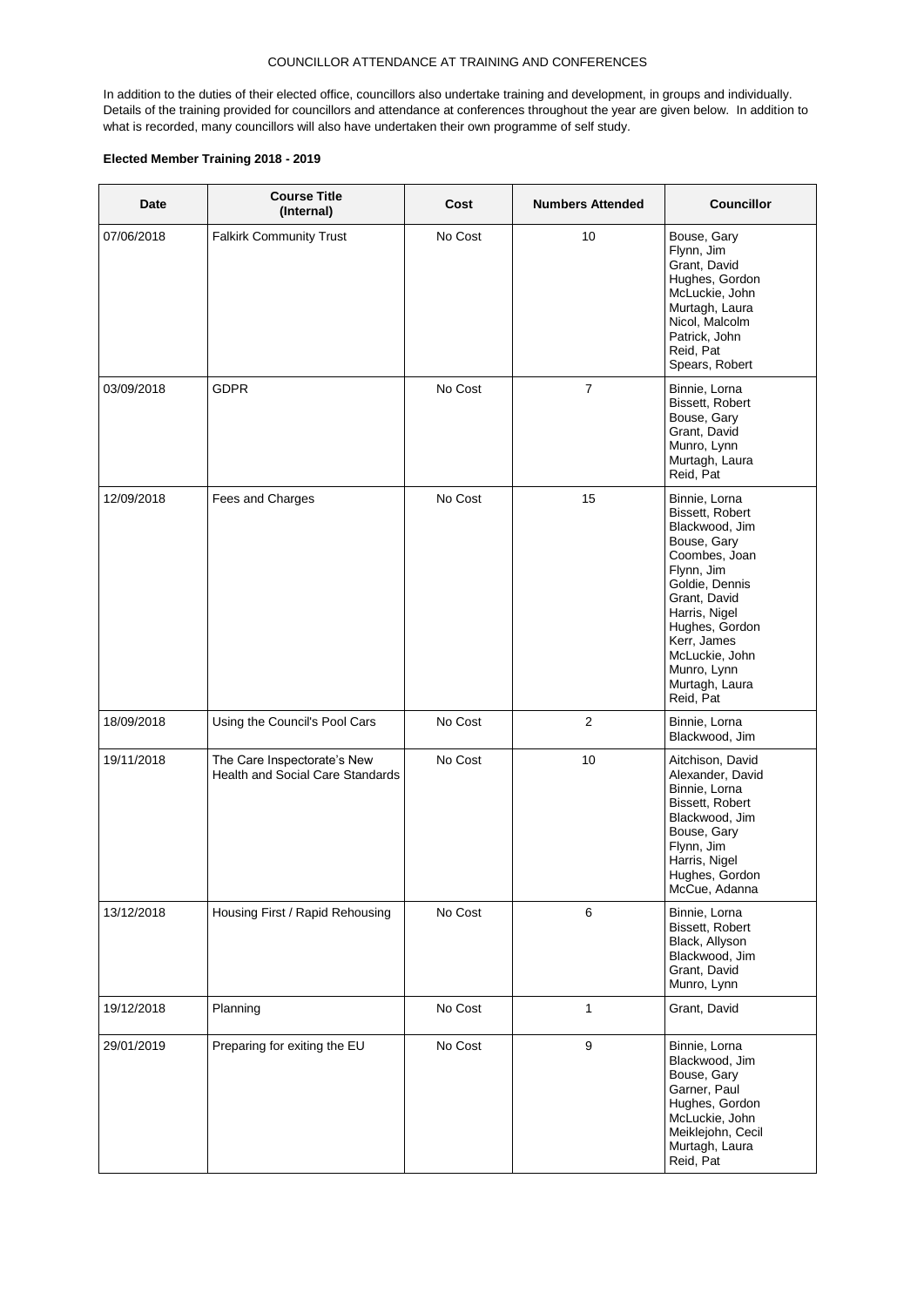COUNCILLOR ATTENDANCE AT TRAINING AND CONFERENCES

In addition to the duties of their elected office, councillors also undertake training and development, in groups and individually. Details of the training provided for councillors and attendance at conferences throughout the year are given below. In addition to what is recorded, many councillors will also have undertaken their own programme of self study.

**Elected Member Training 2018 - 2019**

| Date | Course Title (Internal) | Cost | Numbers Attended | Councillor |
|---|---|---|---|---|
| 07/06/2018 | Falkirk Community Trust | No Cost | 10 | Bouse, Gary<br>Flynn, Jim<br>Grant, David<br>Hughes, Gordon<br>McLuckie, John<br>Murtagh, Laura<br>Nicol, Malcolm<br>Patrick, John<br>Reid, Pat<br>Spears, Robert |
| 03/09/2018 | GDPR | No Cost | 7 | Binnie, Lorna<br>Bissett, Robert<br>Bouse, Gary<br>Grant, David<br>Munro, Lynn<br>Murtagh, Laura<br>Reid, Pat |
| 12/09/2018 | Fees and Charges | No Cost | 15 | Binnie, Lorna<br>Bissett, Robert<br>Blackwood, Jim<br>Bouse, Gary<br>Coombes, Joan<br>Flynn, Jim<br>Goldie, Dennis<br>Grant, David<br>Harris, Nigel<br>Hughes, Gordon<br>Kerr, James<br>McLuckie, John<br>Munro, Lynn<br>Murtagh, Laura<br>Reid, Pat |
| 18/09/2018 | Using the Council's Pool Cars | No Cost | 2 | Binnie, Lorna<br>Blackwood, Jim |
| 19/11/2018 | The Care Inspectorate's New Health and Social Care Standards | No Cost | 10 | Aitchison, David<br>Alexander, David<br>Binnie, Lorna<br>Bissett, Robert<br>Blackwood, Jim<br>Bouse, Gary<br>Flynn, Jim<br>Harris, Nigel<br>Hughes, Gordon<br>McCue, Adanna |
| 13/12/2018 | Housing First / Rapid Rehousing | No Cost | 6 | Binnie, Lorna<br>Bissett, Robert<br>Black, Allyson<br>Blackwood, Jim<br>Grant, David<br>Munro, Lynn |
| 19/12/2018 | Planning | No Cost | 1 | Grant, David |
| 29/01/2019 | Preparing for exiting the EU | No Cost | 9 | Binnie, Lorna<br>Blackwood, Jim<br>Bouse, Gary<br>Garner, Paul<br>Hughes, Gordon<br>McLuckie, John<br>Meiklejohn, Cecil<br>Murtagh, Laura<br>Reid, Pat |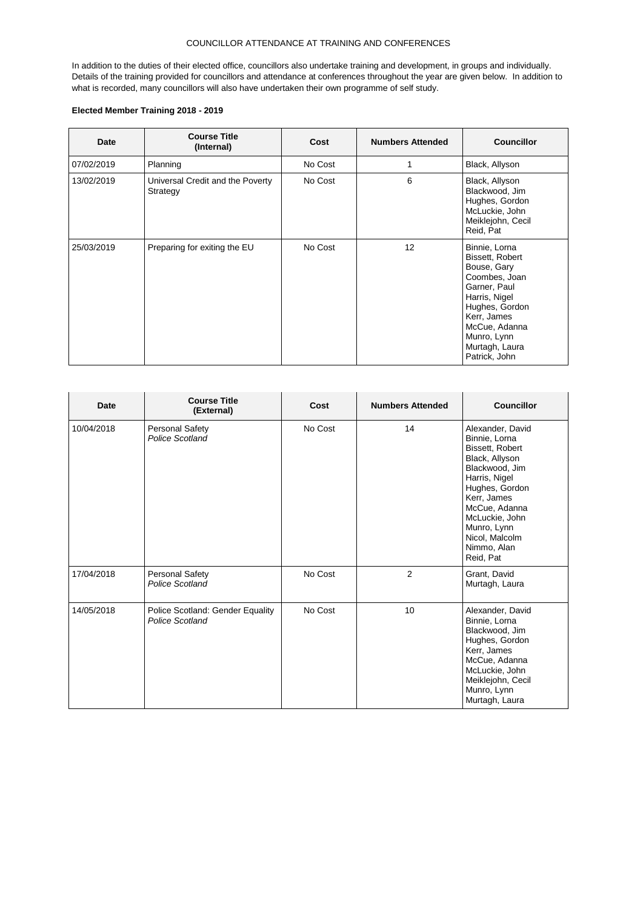COUNCILLOR ATTENDANCE AT TRAINING AND CONFERENCES

In addition to the duties of their elected office, councillors also undertake training and development, in groups and individually. Details of the training provided for councillors and attendance at conferences throughout the year are given below. In addition to what is recorded, many councillors will also have undertaken their own programme of self study.

**Elected Member Training 2018 - 2019**

| Date | Course Title (Internal) | Cost | Numbers Attended | Councillor |
|---|---|---|---|---|
| 07/02/2019 | Planning | No Cost | 1 | Black, Allyson |
| 13/02/2019 | Universal Credit and the Poverty Strategy | No Cost | 6 | Black, Allyson<br>Blackwood, Jim<br>Hughes, Gordon<br>McLuckie, John<br>Meiklejohn, Cecil<br>Reid, Pat |
| 25/03/2019 | Preparing for exiting the EU | No Cost | 12 | Binnie, Lorna<br>Bissett, Robert<br>Bouse, Gary<br>Coombes, Joan<br>Garner, Paul<br>Harris, Nigel<br>Hughes, Gordon<br>Kerr, James<br>McCue, Adanna<br>Munro, Lynn<br>Murtagh, Laura<br>Patrick, John |

| Date | Course Title (External) | Cost | Numbers Attended | Councillor |
|---|---|---|---|---|
| 10/04/2018 | Personal Safety<br>*Police Scotland* | No Cost | 14 | Alexander, David<br>Binnie, Lorna<br>Bissett, Robert<br>Black, Allyson<br>Blackwood, Jim<br>Harris, Nigel<br>Hughes, Gordon<br>Kerr, James<br>McCue, Adanna<br>McLuckie, John<br>Munro, Lynn<br>Nicol, Malcolm<br>Nimmo, Alan<br>Reid, Pat |
| 17/04/2018 | Personal Safety<br>*Police Scotland* | No Cost | 2 | Grant, David<br>Murtagh, Laura |
| 14/05/2018 | Police Scotland: Gender Equality<br>*Police Scotland* | No Cost | 10 | Alexander, David<br>Binnie, Lorna<br>Blackwood, Jim<br>Hughes, Gordon<br>Kerr, James<br>McCue, Adanna<br>McLuckie, John<br>Meiklejohn, Cecil<br>Munro, Lynn<br>Murtagh, Laura |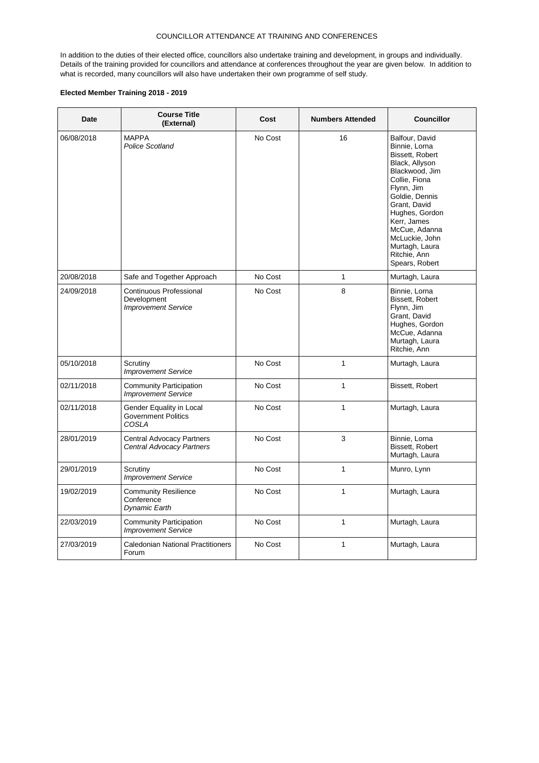COUNCILLOR ATTENDANCE AT TRAINING AND CONFERENCES

In addition to the duties of their elected office, councillors also undertake training and development, in groups and individually. Details of the training provided for councillors and attendance at conferences throughout the year are given below. In addition to what is recorded, many councillors will also have undertaken their own programme of self study.

**Elected Member Training 2018 - 2019**

| Date | Course Title (External) | Cost | Numbers Attended | Councillor |
|---|---|---|---|---|
| 06/08/2018 | MAPPA *Police Scotland* | No Cost | 16 | Balfour, David<br>Binnie, Lorna<br>Bissett, Robert<br>Black, Allyson<br>Blackwood, Jim<br>Collie, Fiona<br>Flynn, Jim<br>Goldie, Dennis<br>Grant, David<br>Hughes, Gordon<br>Kerr, James<br>McCue, Adanna<br>McLuckie, John<br>Murtagh, Laura<br>Ritchie, Ann<br>Spears, Robert |
| 20/08/2018 | Safe and Together Approach | No Cost | 1 | Murtagh, Laura |
| 24/09/2018 | Continuous Professional Development *Improvement Service* | No Cost | 8 | Binnie, Lorna<br>Bissett, Robert<br>Flynn, Jim<br>Grant, David<br>Hughes, Gordon<br>McCue, Adanna<br>Murtagh, Laura<br>Ritchie, Ann |
| 05/10/2018 | Scrutiny *Improvement Service* | No Cost | 1 | Murtagh, Laura |
| 02/11/2018 | Community Participation *Improvement Service* | No Cost | 1 | Bissett, Robert |
| 02/11/2018 | Gender Equality in Local Government Politics *COSLA* | No Cost | 1 | Murtagh, Laura |
| 28/01/2019 | Central Advocacy Partners *Central Advocacy Partners* | No Cost | 3 | Binnie, Lorna<br>Bissett, Robert<br>Murtagh, Laura |
| 29/01/2019 | Scrutiny *Improvement Service* | No Cost | 1 | Munro, Lynn |
| 19/02/2019 | Community Resilience Conference *Dynamic Earth* | No Cost | 1 | Murtagh, Laura |
| 22/03/2019 | Community Participation *Improvement Service* | No Cost | 1 | Murtagh, Laura |
| 27/03/2019 | Caledonian National Practitioners Forum | No Cost | 1 | Murtagh, Laura |